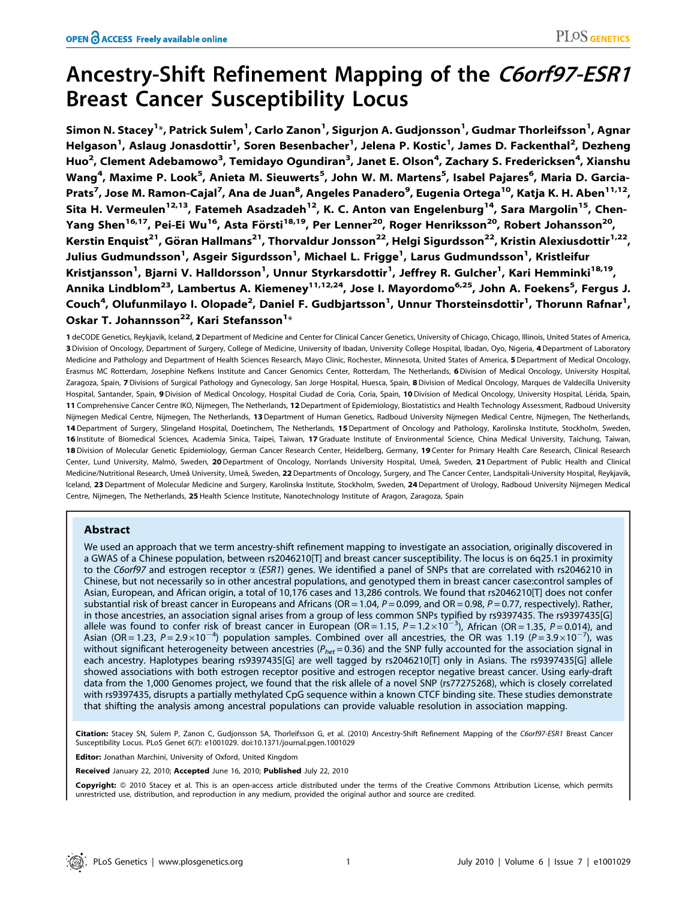# Ancestry-Shift Refinement Mapping of the *C6orf97-ESR1* Breast Cancer Susceptibility Locus

**Simon N. Stacey[1]\*, Patrick Sulem[1], Carlo Zanon[1], Sigurjon A. Gudjonsson[1], Gudmar Thorleifsson[1], Agnar Helgason[1], Aslaug Jonasdottir[1], Soren Besenbacher[1], Jelena P. Kostic[1], James D. Fackenthal[2], Dezheng Huo[2], Clement Adebamowo[3], Temidayo Ogundiran[3], Janet E. Olson[4], Zachary S. Fredericksen[4], Xianshu Wang[4], Maxime P. Look[5], Anieta M. Sieuwerts[5], John W. M. Martens[5], Isabel Pajares[6], Maria D. Garcia-Prats[7], Jose M. Ramon-Cajal[7], Ana de Juan[8], Angeles Panadero[9], Eugenia Ortega[10], Katja K. H. Aben[11,12], Sita H. Vermeulen[12,13], Fatemeh Asadzadeh[12], K. C. Anton van Engelenburg[14], Sara Margolin[15], Chen-Yang Shen[16,17], Pei-Ei Wu[16], Asta Försti[18,19], Per Lenner[20], Roger Henriksson[20], Robert Johansson[20], Kerstin Enquist[21], Göran Hallmans[21], Thorvaldur Jonsson[22], Helgi Sigurdsson[22], Kristin Alexiusdottir[1,22], Julius Gudmundsson[1], Asgeir Sigurdsson[1], Michael L. Frigge[1], Larus Gudmundsson[1], Kristleifur Kristjansson[1], Bjarni V. Halldorsson[1], Unnur Styrkarsdottir[1], Jeffrey R. Gulcher[1], Kari Hemminki[18,19], Annika Lindblom[23], Lambertus A. Kiemeney[11,12,24], Jose I. Mayordomo[6,25], John A. Foekens[5], Fergus J. Couch[4], Olufunmilayo I. Olopade[2], Daniel F. Gudbjartsson[1], Unnur Thorsteinsdottir[1], Thorunn Rafnar[1], Oskar T. Johannsson[22], Kari Stefansson[1]\***

**1** deCODE Genetics, Reykjavik, Iceland, **2** Department of Medicine and Center for Clinical Cancer Genetics, University of Chicago, Chicago, Illinois, United States of America, **3** Division of Oncology, Department of Surgery, College of Medicine, University of Ibadan, University College Hospital, Ibadan, Oyo, Nigeria, **4** Department of Laboratory Medicine and Pathology and Department of Health Sciences Research, Mayo Clinic, Rochester, Minnesota, United States of America, **5** Department of Medical Oncology, Erasmus MC Rotterdam, Josephine Nefkens Institute and Cancer Genomics Center, Rotterdam, The Netherlands, **6** Division of Medical Oncology, University Hospital, Zaragoza, Spain, **7** Divisions of Surgical Pathology and Gynecology, San Jorge Hospital, Huesca, Spain, **8** Division of Medical Oncology, Marques de Valdecilla University Hospital, Santander, Spain, **9** Division of Medical Oncology, Hospital Ciudad de Coria, Coria, Spain, **10** Division of Medical Oncology, University Hospital, Lérida, Spain, **11** Comprehensive Cancer Centre IKO, Nijmegen, The Netherlands, **12** Department of Epidemiology, Biostatistics and Health Technology Assessment, Radboud University Nijmegen Medical Centre, Nijmegen, The Netherlands, **13** Department of Human Genetics, Radboud University Nijmegen Medical Centre, Nijmegen, The Netherlands, **14** Department of Surgery, Slingeland Hospital, Doetinchem, The Netherlands, **15** Department of Oncology and Pathology, Karolinska Institute, Stockholm, Sweden, **16** Institute of Biomedical Sciences, Academia Sinica, Taipei, Taiwan, **17** Graduate Institute of Environmental Science, China Medical University, Taichung, Taiwan, **18** Division of Molecular Genetic Epidemiology, German Cancer Research Center, Heidelberg, Germany, **19** Center for Primary Health Care Research, Clinical Research Center, Lund University, Malmö, Sweden, **20** Department of Oncology, Norrlands University Hospital, Umeå, Sweden, **21** Department of Public Health and Clinical Medicine/Nutritional Research, Umeå University, Umeå, Sweden, **22** Departments of Oncology, Surgery, and The Cancer Center, Landspitali-University Hospital, Reykjavik, Iceland, **23** Department of Molecular Medicine and Surgery, Karolinska Institute, Stockholm, Sweden, **24** Department of Urology, Radboud University Nijmegen Medical Centre, Nijmegen, The Netherlands, **25** Health Science Institute, Nanotechnology Institute of Aragon, Zaragoza, Spain

## Abstract

We used an approach that we term ancestry-shift refinement mapping to investigate an association, originally discovered in a GWAS of a Chinese population, between rs2046210[T] and breast cancer susceptibility. The locus is on 6q25.1 in proximity to the *C6orf97* and estrogen receptor α (*ESR1*) genes. We identified a panel of SNPs that are correlated with rs2046210 in Chinese, but not necessarily so in other ancestral populations, and genotyped them in breast cancer case:control samples of Asian, European, and African origin, a total of 10,176 cases and 13,286 controls. We found that rs2046210[T] does not confer substantial risk of breast cancer in Europeans and Africans (OR = 1.04, $P$ = 0.099, and OR = 0.98, $P$ = 0.77, respectively). Rather, in those ancestries, an association signal arises from a group of less common SNPs typified by rs9397435. The rs9397435[G] allele was found to confer risk of breast cancer in European (OR = 1.15, $P = 1.2\times10^{-3}$), African (OR = 1.35, $P$ = 0.014), and Asian (OR = 1.23, $P = 2.9\times10^{-4}$) population samples. Combined over all ancestries, the OR was 1.19 ($P = 3.9\times10^{-7}$), was without significant heterogeneity between ancestries ($P_{het}$ = 0.36) and the SNP fully accounted for the association signal in each ancestry. Haplotypes bearing rs9397435[G] are well tagged by rs2046210[T] only in Asians. The rs9397435[G] allele showed associations with both estrogen receptor positive and estrogen receptor negative breast cancer. Using early-draft data from the 1,000 Genomes project, we found that the risk allele of a novel SNP (rs77275268), which is closely correlated with rs9397435, disrupts a partially methylated CpG sequence within a known CTCF binding site. These studies demonstrate that shifting the analysis among ancestral populations can provide valuable resolution in association mapping.

**Citation:** Stacey SN, Sulem P, Zanon C, Gudjonsson SA, Thorleifsson G, et al. (2010) Ancestry-Shift Refinement Mapping of the *C6orf97-ESR1* Breast Cancer Susceptibility Locus. PLoS Genet 6(7): e1001029. doi:10.1371/journal.pgen.1001029

**Editor:** Jonathan Marchini, University of Oxford, United Kingdom

**Received** January 22, 2010; **Accepted** June 16, 2010; **Published** July 22, 2010

**Copyright:** © 2010 Stacey et al. This is an open-access article distributed under the terms of the Creative Commons Attribution License, which permits unrestricted use, distribution, and reproduction in any medium, provided the original author and source are credited.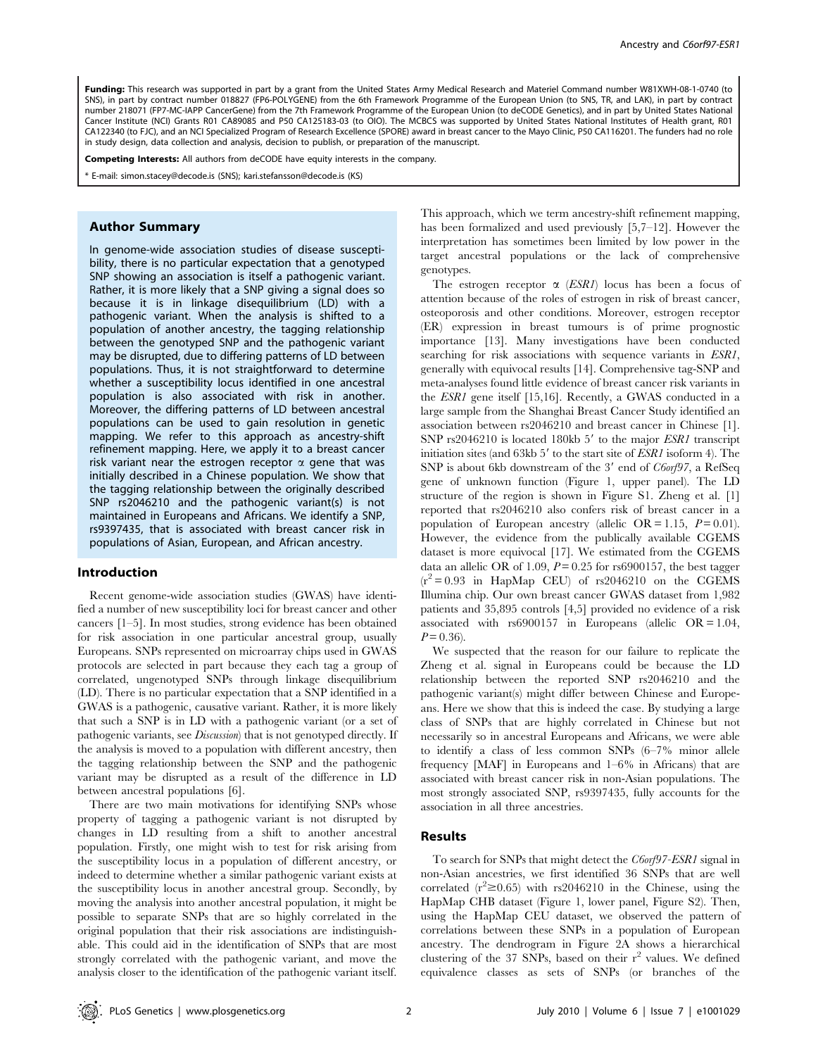**Funding:** This research was supported in part by a grant from the United States Army Medical Research and Materiel Command number W81XWH-08-1-0740 (to SNS), in part by contract number 018827 (FP6-POLYGENE) from the 6th Framework Programme of the European Union (to SNS, TR, and LAK), in part by contract number 218071 (FP7-MC-IAPP CancerGene) from the 7th Framework Programme of the European Union (to deCODE Genetics), and in part by United States National Cancer Institute (NCI) Grants R01 CA89085 and P50 CA125183-03 (to OIO). The MCBCS was supported by United States National Institutes of Health grant, R01 CA122340 (to FJC), and an NCI Specialized Program of Research Excellence (SPORE) award in breast cancer to the Mayo Clinic, P50 CA116201. The funders had no role in study design, data collection and analysis, decision to publish, or preparation of the manuscript.

**Competing Interests:** All authors from deCODE have equity interests in the company.

* E-mail: simon.stacey@decode.is (SNS); kari.stefansson@decode.is (KS)

## Author Summary

In genome-wide association studies of disease susceptibility, there is no particular expectation that a genotyped SNP showing an association is itself a pathogenic variant. Rather, it is more likely that a SNP giving a signal does so because it is in linkage disequilibrium (LD) with a pathogenic variant. When the analysis is shifted to a population of another ancestry, the tagging relationship between the genotyped SNP and the pathogenic variant may be disrupted, due to differing patterns of LD between populations. Thus, it is not straightforward to determine whether a susceptibility locus identified in one ancestral population is also associated with risk in another. Moreover, the differing patterns of LD between ancestral populations can be used to gain resolution in genetic mapping. We refer to this approach as ancestry-shift refinement mapping. Here, we apply it to a breast cancer risk variant near the estrogen receptor α gene that was initially described in a Chinese population. We show that the tagging relationship between the originally described SNP rs2046210 and the pathogenic variant(s) is not maintained in Europeans and Africans. We identify a SNP, rs9397435, that is associated with breast cancer risk in populations of Asian, European, and African ancestry.

## Introduction

Recent genome-wide association studies (GWAS) have identified a number of new susceptibility loci for breast cancer and other cancers [1–5]. In most studies, strong evidence has been obtained for risk association in one particular ancestral group, usually Europeans. SNPs represented on microarray chips used in GWAS protocols are selected in part because they each tag a group of correlated, ungenotyped SNPs through linkage disequilibrium (LD). There is no particular expectation that a SNP identified in a GWAS is a pathogenic, causative variant. Rather, it is more likely that such a SNP is in LD with a pathogenic variant (or a set of pathogenic variants, see *Discussion*) that is not genotyped directly. If the analysis is moved to a population with different ancestry, then the tagging relationship between the SNP and the pathogenic variant may be disrupted as a result of the difference in LD between ancestral populations [6].

There are two main motivations for identifying SNPs whose property of tagging a pathogenic variant is not disrupted by changes in LD resulting from a shift to another ancestral population. Firstly, one might wish to test for risk arising from the susceptibility locus in a population of different ancestry, or indeed to determine whether a similar pathogenic variant exists at the susceptibility locus in another ancestral group. Secondly, by moving the analysis into another ancestral population, it might be possible to separate SNPs that are so highly correlated in the original population that their risk associations are indistinguishable. This could aid in the identification of SNPs that are most strongly correlated with the pathogenic variant, and move the analysis closer to the identification of the pathogenic variant itself. This approach, which we term ancestry-shift refinement mapping, has been formalized and used previously [5,7–12]. However the interpretation has sometimes been limited by low power in the target ancestral populations or the lack of comprehensive genotypes.

The estrogen receptor α (*ESR1*) locus has been a focus of attention because of the roles of estrogen in risk of breast cancer, osteoporosis and other conditions. Moreover, estrogen receptor (ER) expression in breast tumours is of prime prognostic importance [13]. Many investigations have been conducted searching for risk associations with sequence variants in *ESR1*, generally with equivocal results [14]. Comprehensive tag-SNP and meta-analyses found little evidence of breast cancer risk variants in the *ESR1* gene itself [15,16]. Recently, a GWAS conducted in a large sample from the Shanghai Breast Cancer Study identified an association between rs2046210 and breast cancer in Chinese [1]. SNP rs2046210 is located 180kb 5′ to the major *ESR1* transcript initiation sites (and 63kb 5′ to the start site of *ESR1* isoform 4). The SNP is about 6kb downstream of the 3′ end of *C6orf97*, a RefSeq gene of unknown function (Figure 1, upper panel). The LD structure of the region is shown in Figure S1. Zheng et al. [1] reported that rs2046210 also confers risk of breast cancer in a population of European ancestry (allelic OR = 1.15, $P = 0.01$). However, the evidence from the publically available CGEMS dataset is more equivocal [17]. We estimated from the CGEMS data an allelic OR of 1.09, $P = 0.25$ for rs6900157, the best tagger ($r^2 = 0.93$ in HapMap CEU) of rs2046210 on the CGEMS Illumina chip. Our own breast cancer GWAS dataset from 1,982 patients and 35,895 controls [4,5] provided no evidence of a risk associated with rs6900157 in Europeans (allelic OR = 1.04, $P = 0.36$).

We suspected that the reason for our failure to replicate the Zheng et al. signal in Europeans could be because the LD relationship between the reported SNP rs2046210 and the pathogenic variant(s) might differ between Chinese and Europeans. Here we show that this is indeed the case. By studying a large class of SNPs that are highly correlated in Chinese but not necessarily so in ancestral Europeans and Africans, we were able to identify a class of less common SNPs (6–7% minor allele frequency [MAF] in Europeans and 1–6% in Africans) that are associated with breast cancer risk in non-Asian populations. The most strongly associated SNP, rs9397435, fully accounts for the association in all three ancestries.

## Results

To search for SNPs that might detect the *C6orf97-ESR1* signal in non-Asian ancestries, we first identified 36 SNPs that are well correlated ($r^2 \geq 0.65$) with rs2046210 in the Chinese, using the HapMap CHB dataset (Figure 1, lower panel, Figure S2). Then, using the HapMap CEU dataset, we observed the pattern of correlations between these SNPs in a population of European ancestry. The dendrogram in Figure 2A shows a hierarchical clustering of the 37 SNPs, based on their $r^2$ values. We defined equivalence classes as sets of SNPs (or branches of the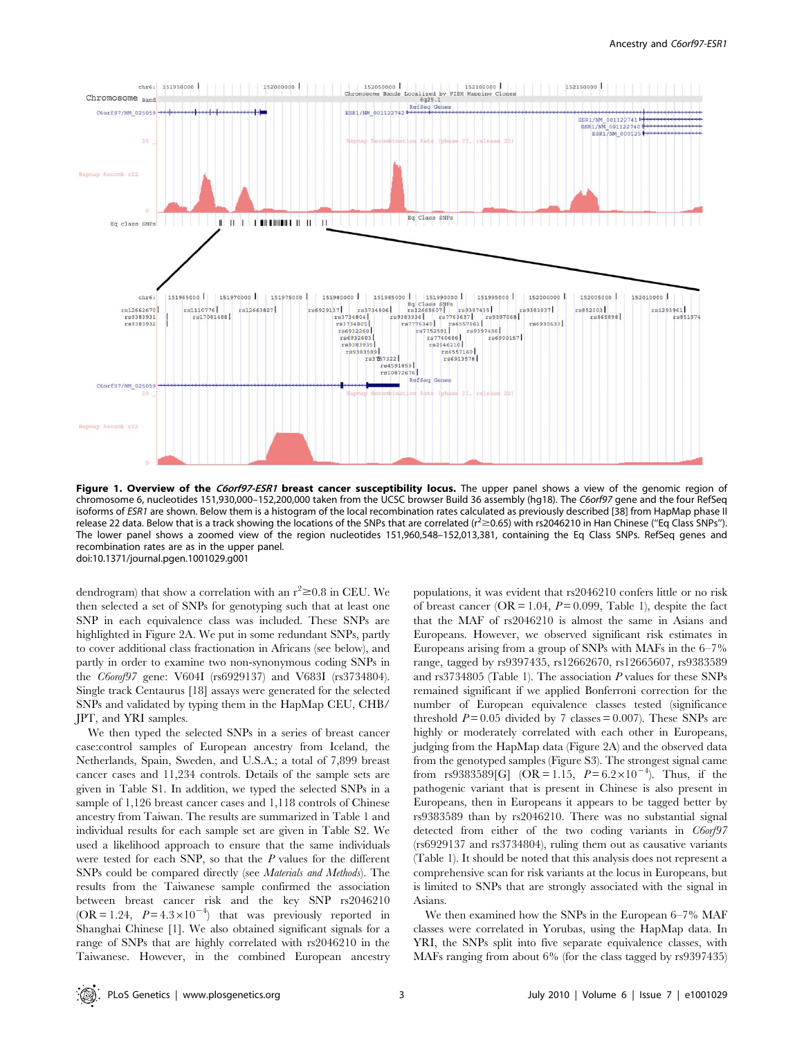**Figure 1. Overview of the *C6orf97-ESR1* breast cancer susceptibility locus.** The upper panel shows a view of the genomic region of chromosome 6, nucleotides 151,930,000–152,200,000 taken from the UCSC browser Build 36 assembly (hg18). The *C6orf97* gene and the four RefSeq isoforms of *ESR1* are shown. Below them is a histogram of the local recombination rates calculated as previously described [38] from HapMap phase II release 22 data. Below that is a track showing the locations of the SNPs that are correlated ($r^2 \geq 0.65$) with rs2046210 in Han Chinese ("Eq Class SNPs"). The lower panel shows a zoomed view of the region nucleotides 151,960,548–152,013,381, containing the Eq Class SNPs. RefSeq genes and recombination rates are as in the upper panel.
doi:10.1371/journal.pgen.1001029.g001

dendrogram) that show a correlation with an $r^2 \geq 0.8$ in CEU. We then selected a set of SNPs for genotyping such that at least one SNP in each equivalence class was included. These SNPs are highlighted in Figure 2A. We put in some redundant SNPs, partly to cover additional class fractionation in Africans (see below), and partly in order to examine two non-synonymous coding SNPs in the *C6orof97* gene: V604I (rs6929137) and V683I (rs3734804). Single track Centaurus [18] assays were generated for the selected SNPs and validated by typing them in the HapMap CEU, CHB/JPT, and YRI samples.

We then typed the selected SNPs in a series of breast cancer case:control samples of European ancestry from Iceland, the Netherlands, Spain, Sweden, and U.S.A.; a total of 7,899 breast cancer cases and 11,234 controls. Details of the sample sets are given in Table S1. In addition, we typed the selected SNPs in a sample of 1,126 breast cancer cases and 1,118 controls of Chinese ancestry from Taiwan. The results are summarized in Table 1 and individual results for each sample set are given in Table S2. We used a likelihood approach to ensure that the same individuals were tested for each SNP, so that the *P* values for the different SNPs could be compared directly (see *Materials and Methods*). The results from the Taiwanese sample confirmed the association between breast cancer risk and the key SNP rs2046210 (OR = 1.24, $P = 4.3 \times 10^{-4}$) that was previously reported in Shanghai Chinese [1]. We also obtained significant signals for a range of SNPs that are highly correlated with rs2046210 in the Taiwanese. However, in the combined European ancestry populations, it was evident that rs2046210 confers little or no risk of breast cancer (OR = 1.04, $P = 0.099$, Table 1), despite the fact that the MAF of rs2046210 is almost the same in Asians and Europeans. However, we observed significant risk estimates in Europeans arising from a group of SNPs with MAFs in the 6–7% range, tagged by rs9397435, rs12662670, rs12665607, rs9383589 and rs3734805 (Table 1). The association *P* values for these SNPs remained significant if we applied Bonferroni correction for the number of European equivalence classes tested (significance threshold $P = 0.05$ divided by 7 classes = 0.007). These SNPs are highly or moderately correlated with each other in Europeans, judging from the HapMap data (Figure 2A) and the observed data from the genotyped samples (Figure S3). The strongest signal came from rs9383589[G] (OR = 1.15, $P = 6.2 \times 10^{-4}$). Thus, if the pathogenic variant that is present in Chinese is also present in Europeans, then in Europeans it appears to be tagged better by rs9383589 than by rs2046210. There was no substantial signal detected from either of the two coding variants in *C6orf97* (rs6929137 and rs3734804), ruling them out as causative variants (Table 1). It should be noted that this analysis does not represent a comprehensive scan for risk variants at the locus in Europeans, but is limited to SNPs that are strongly associated with the signal in Asians.

We then examined how the SNPs in the European 6–7% MAF classes were correlated in Yorubas, using the HapMap data. In YRI, the SNPs split into five separate equivalence classes, with MAFs ranging from about 6% (for the class tagged by rs9397435)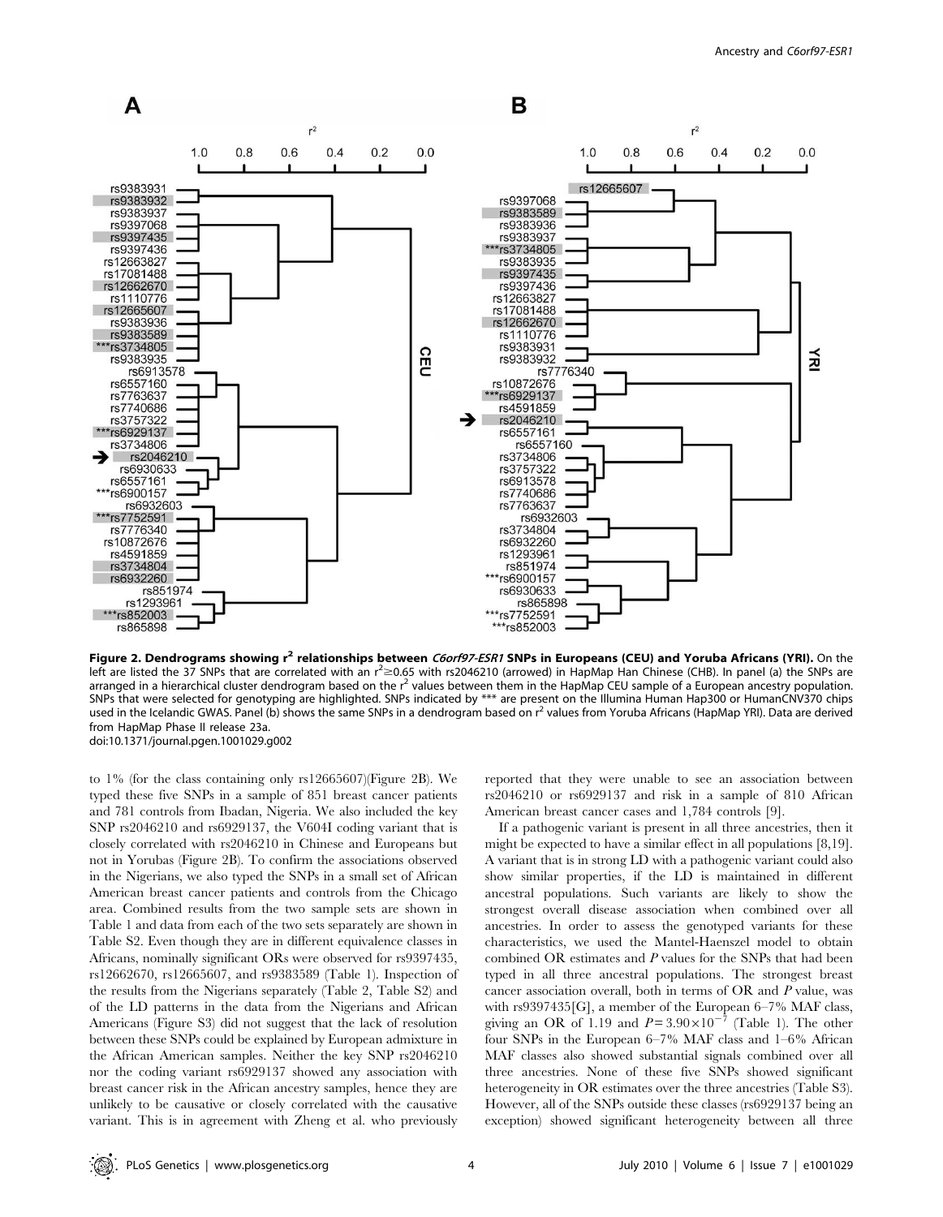**Figure 2. Dendrograms showing $r^2$ relationships between *C6orf97-ESR1* SNPs in Europeans (CEU) and Yoruba Africans (YRI).** On the left are listed the 37 SNPs that are correlated with an $r^2 \geq 0.65$ with rs2046210 (arrowed) in HapMap Han Chinese (CHB). In panel (a) the SNPs are arranged in a hierarchical cluster dendrogram based on the $r^2$ values between them in the HapMap CEU sample of a European ancestry population. SNPs that were selected for genotyping are highlighted. SNPs indicated by *** are present on the Illumina Human Hap300 or HumanCNV370 chips used in the Icelandic GWAS. Panel (b) shows the same SNPs in a dendrogram based on $r^2$ values from Yoruba Africans (HapMap YRI). Data are derived from HapMap Phase II release 23a.
doi:10.1371/journal.pgen.1001029.g002

to 1% (for the class containing only rs12665607)(Figure 2B). We typed these five SNPs in a sample of 851 breast cancer patients and 781 controls from Ibadan, Nigeria. We also included the key SNP rs2046210 and rs6929137, the V604I coding variant that is closely correlated with rs2046210 in Chinese and Europeans but not in Yorubas (Figure 2B). To confirm the associations observed in the Nigerians, we also typed the SNPs in a small set of African American breast cancer patients and controls from the Chicago area. Combined results from the two sample sets are shown in Table 1 and data from each of the two sets separately are shown in Table S2. Even though they are in different equivalence classes in Africans, nominally significant ORs were observed for rs9397435, rs12662670, rs12665607, and rs9383589 (Table 1). Inspection of the results from the Nigerians separately (Table 2, Table S2) and of the LD patterns in the data from the Nigerians and African Americans (Figure S3) did not suggest that the lack of resolution between these SNPs could be explained by European admixture in the African American samples. Neither the key SNP rs2046210 nor the coding variant rs6929137 showed any association with breast cancer risk in the African ancestry samples, hence they are unlikely to be causative or closely correlated with the causative variant. This is in agreement with Zheng et al. who previously reported that they were unable to see an association between rs2046210 or rs6929137 and risk in a sample of 810 African American breast cancer cases and 1,784 controls [9].

If a pathogenic variant is present in all three ancestries, then it might be expected to have a similar effect in all populations [8,19]. A variant that is in strong LD with a pathogenic variant could also show similar properties, if the LD is maintained in different ancestral populations. Such variants are likely to show the strongest overall disease association when combined over all ancestries. In order to assess the genotyped variants for these characteristics, we used the Mantel-Haenszel model to obtain combined OR estimates and $P$ values for the SNPs that had been typed in all three ancestral populations. The strongest breast cancer association overall, both in terms of OR and $P$ value, was with rs9397435[G], a member of the European 6–7% MAF class, giving an OR of 1.19 and $P = 3.90 \times 10^{-7}$ (Table 1). The other four SNPs in the European 6–7% MAF class and 1–6% African MAF classes also showed substantial signals combined over all three ancestries. None of these five SNPs showed significant heterogeneity in OR estimates over the three ancestries (Table S3). However, all of the SNPs outside these classes (rs6929137 being an exception) showed significant heterogeneity between all three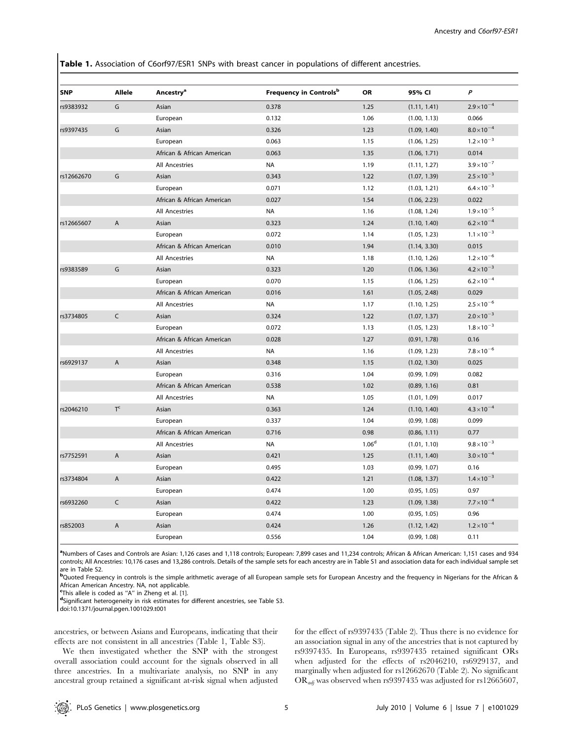**Table 1.** Association of C6orf97/ESR1 SNPs with breast cancer in populations of different ancestries.

| SNP | Allele | Ancestry[a] | Frequency in Controls[b] | OR | 95% CI | *P* |
|---|---|---|---|---|---|---|
| rs9383932 | G | Asian | 0.378 | 1.25 | (1.11, 1.41) | $2.9\times10^{-4}$ |
| | | European | 0.132 | 1.06 | (1.00, 1.13) | 0.066 |
| rs9397435 | G | Asian | 0.326 | 1.23 | (1.09, 1.40) | $8.0\times10^{-4}$ |
| | | European | 0.063 | 1.15 | (1.06, 1.25) | $1.2\times10^{-3}$ |
| | | African & African American | 0.063 | 1.35 | (1.06, 1.71) | 0.014 |
| | | All Ancestries | NA | 1.19 | (1.11, 1.27) | $3.9\times10^{-7}$ |
| rs12662670 | G | Asian | 0.343 | 1.22 | (1.07, 1.39) | $2.5\times10^{-3}$ |
| | | European | 0.071 | 1.12 | (1.03, 1.21) | $6.4\times10^{-3}$ |
| | | African & African American | 0.027 | 1.54 | (1.06, 2.23) | 0.022 |
| | | All Ancestries | NA | 1.16 | (1.08, 1.24) | $1.9\times10^{-5}$ |
| rs12665607 | A | Asian | 0.323 | 1.24 | (1.10, 1.40) | $6.2\times10^{-4}$ |
| | | European | 0.072 | 1.14 | (1.05, 1.23) | $1.1\times10^{-3}$ |
| | | African & African American | 0.010 | 1.94 | (1.14, 3.30) | 0.015 |
| | | All Ancestries | NA | 1.18 | (1.10, 1.26) | $1.2\times10^{-6}$ |
| rs9383589 | G | Asian | 0.323 | 1.20 | (1.06, 1.36) | $4.2\times10^{-3}$ |
| | | European | 0.070 | 1.15 | (1.06, 1.25) | $6.2\times10^{-4}$ |
| | | African & African American | 0.016 | 1.61 | (1.05, 2.48) | 0.029 |
| | | All Ancestries | NA | 1.17 | (1.10, 1.25) | $2.5\times10^{-6}$ |
| rs3734805 | C | Asian | 0.324 | 1.22 | (1.07, 1.37) | $2.0\times10^{-3}$ |
| | | European | 0.072 | 1.13 | (1.05, 1.23) | $1.8\times10^{-3}$ |
| | | African & African American | 0.028 | 1.27 | (0.91, 1.78) | 0.16 |
| | | All Ancestries | NA | 1.16 | (1.09, 1.23) | $7.8\times10^{-6}$ |
| rs6929137 | A | Asian | 0.348 | 1.15 | (1.02, 1.30) | 0.025 |
| | | European | 0.316 | 1.04 | (0.99, 1.09) | 0.082 |
| | | African & African American | 0.538 | 1.02 | (0.89, 1.16) | 0.81 |
| | | All Ancestries | NA | 1.05 | (1.01, 1.09) | 0.017 |
| rs2046210 | T[c] | Asian | 0.363 | 1.24 | (1.10, 1.40) | $4.3\times10^{-4}$ |
| | | European | 0.337 | 1.04 | (0.99, 1.08) | 0.099 |
| | | African & African American | 0.716 | 0.98 | (0.86, 1.11) | 0.77 |
| | | All Ancestries | NA | 1.06[d] | (1.01, 1.10) | $9.8\times10^{-3}$ |
| rs7752591 | A | Asian | 0.421 | 1.25 | (1.11, 1.40) | $3.0\times10^{-4}$ |
| | | European | 0.495 | 1.03 | (0.99, 1.07) | 0.16 |
| rs3734804 | A | Asian | 0.422 | 1.21 | (1.08, 1.37) | $1.4\times10^{-3}$ |
| | | European | 0.474 | 1.00 | (0.95, 1.05) | 0.97 |
| rs6932260 | C | Asian | 0.422 | 1.23 | (1.09, 1.38) | $7.7\times10^{-4}$ |
| | | European | 0.474 | 1.00 | (0.95, 1.05) | 0.96 |
| rs852003 | A | Asian | 0.424 | 1.26 | (1.12, 1.42) | $1.2\times10^{-4}$ |
| | | European | 0.556 | 1.04 | (0.99, 1.08) | 0.11 |

[a]Numbers of Cases and Controls are Asian: 1,126 cases and 1,118 controls; European: 7,899 cases and 11,234 controls; African & African American: 1,151 cases and 934 controls; All Ancestries: 10,176 cases and 13,286 controls. Details of the sample sets for each ancestry are in Table S1 and association data for each individual sample set are in Table S2.

[b]Quoted Frequency in controls is the simple arithmetic average of all European sample sets for European Ancestry and the frequency in Nigerians for the African & African American Ancestry. NA, not applicable.

[c]This allele is coded as "A" in Zheng et al. [1].

[d]Significant heterogeneity in risk estimates for different ancestries, see Table S3.

doi:10.1371/journal.pgen.1001029.t001

ancestries, or between Asians and Europeans, indicating that their effects are not consistent in all ancestries (Table 1, Table S3).

We then investigated whether the SNP with the strongest overall association could account for the signals observed in all three ancestries. In a multivariate analysis, no SNP in any ancestral group retained a significant at-risk signal when adjusted for the effect of rs9397435 (Table 2). Thus there is no evidence for an association signal in any of the ancestries that is not captured by rs9397435. In Europeans, rs9397435 retained significant ORs when adjusted for the effects of rs2046210, rs6929137, and marginally when adjusted for rs12662670 (Table 2). No significant $OR_{adj}$ was observed when rs9397435 was adjusted for rs12665607,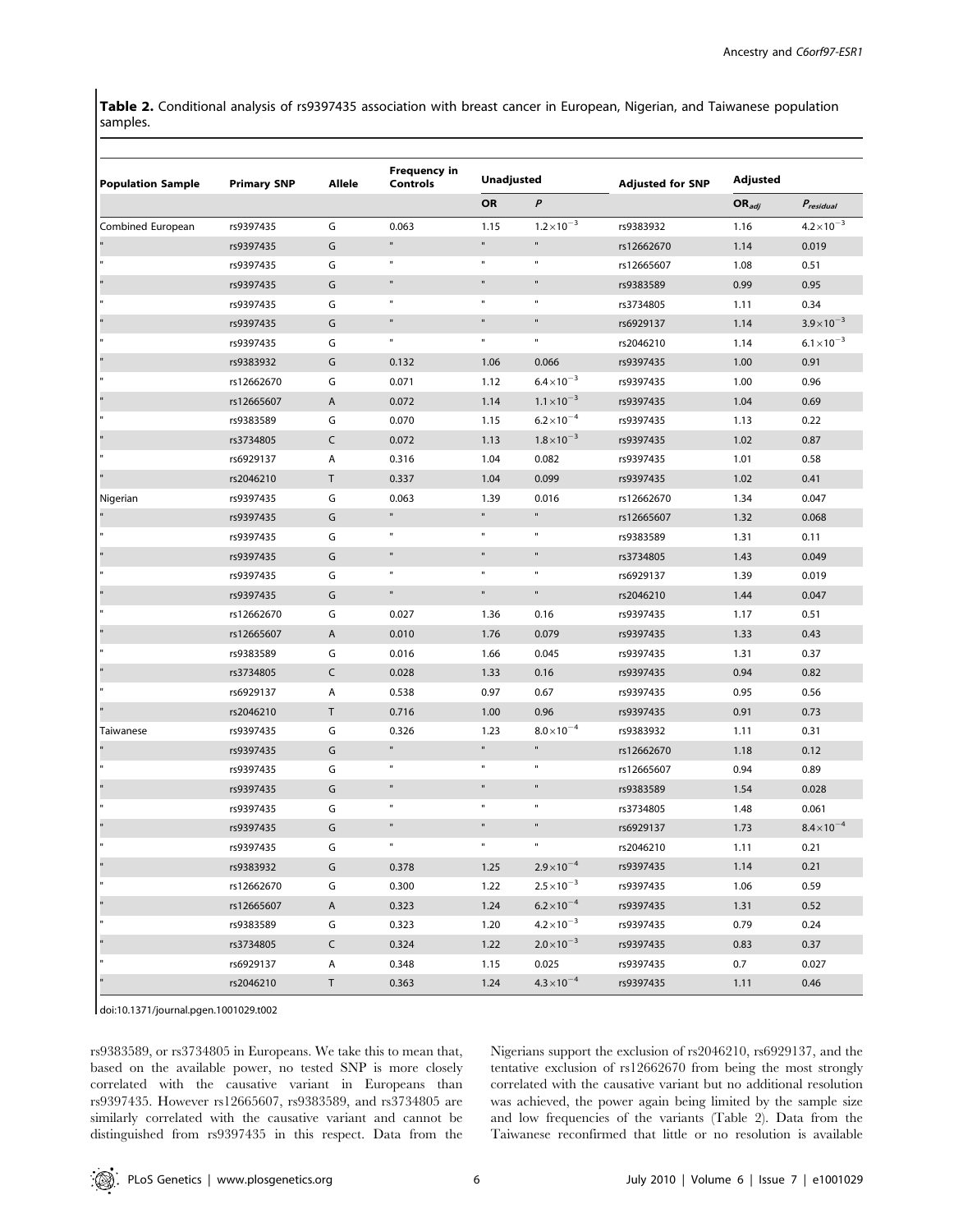**Table 2.** Conditional analysis of rs9397435 association with breast cancer in European, Nigerian, and Taiwanese population samples.

| Population Sample | Primary SNP | Allele | Frequency in Controls | Unadjusted | | Adjusted for SNP | Adjusted | |
|---|---|---|---|---|---|---|---|---|
| | | | | OR | $P$ | | $OR_{adj}$ | $P_{residual}$ |
| Combined European | rs9397435 | G | 0.063 | 1.15 | $1.2\times10^{-3}$ | rs9383932 | 1.16 | $4.2\times10^{-3}$ |
| " | rs9397435 | G | " | " | " | rs12662670 | 1.14 | 0.019 |
| " | rs9397435 | G | " | " | " | rs12665607 | 1.08 | 0.51 |
| " | rs9397435 | G | " | " | " | rs9383589 | 0.99 | 0.95 |
| " | rs9397435 | G | " | " | " | rs3734805 | 1.11 | 0.34 |
| " | rs9397435 | G | " | " | " | rs6929137 | 1.14 | $3.9\times10^{-3}$ |
| " | rs9397435 | G | " | " | " | rs2046210 | 1.14 | $6.1\times10^{-3}$ |
| " | rs9383932 | G | 0.132 | 1.06 | 0.066 | rs9397435 | 1.00 | 0.91 |
| " | rs12662670 | G | 0.071 | 1.12 | $6.4\times10^{-3}$ | rs9397435 | 1.00 | 0.96 |
| " | rs12665607 | A | 0.072 | 1.14 | $1.1\times10^{-3}$ | rs9397435 | 1.04 | 0.69 |
| " | rs9383589 | G | 0.070 | 1.15 | $6.2\times10^{-4}$ | rs9397435 | 1.13 | 0.22 |
| " | rs3734805 | C | 0.072 | 1.13 | $1.8\times10^{-3}$ | rs9397435 | 1.02 | 0.87 |
| " | rs6929137 | A | 0.316 | 1.04 | 0.082 | rs9397435 | 1.01 | 0.58 |
| " | rs2046210 | T | 0.337 | 1.04 | 0.099 | rs9397435 | 1.02 | 0.41 |
| Nigerian | rs9397435 | G | 0.063 | 1.39 | 0.016 | rs12662670 | 1.34 | 0.047 |
| " | rs9397435 | G | " | " | " | rs12665607 | 1.32 | 0.068 |
| " | rs9397435 | G | " | " | " | rs9383589 | 1.31 | 0.11 |
| " | rs9397435 | G | " | " | " | rs3734805 | 1.43 | 0.049 |
| " | rs9397435 | G | " | " | " | rs6929137 | 1.39 | 0.019 |
| " | rs9397435 | G | " | " | " | rs2046210 | 1.44 | 0.047 |
| " | rs12662670 | G | 0.027 | 1.36 | 0.16 | rs9397435 | 1.17 | 0.51 |
| " | rs12665607 | A | 0.010 | 1.76 | 0.079 | rs9397435 | 1.33 | 0.43 |
| " | rs9383589 | G | 0.016 | 1.66 | 0.045 | rs9397435 | 1.31 | 0.37 |
| " | rs3734805 | C | 0.028 | 1.33 | 0.16 | rs9397435 | 0.94 | 0.82 |
| " | rs6929137 | A | 0.538 | 0.97 | 0.67 | rs9397435 | 0.95 | 0.56 |
| " | rs2046210 | T | 0.716 | 1.00 | 0.96 | rs9397435 | 0.91 | 0.73 |
| Taiwanese | rs9397435 | G | 0.326 | 1.23 | $8.0\times10^{-4}$ | rs9383932 | 1.11 | 0.31 |
| " | rs9397435 | G | " | " | " | rs12662670 | 1.18 | 0.12 |
| " | rs9397435 | G | " | " | " | rs12665607 | 0.94 | 0.89 |
| " | rs9397435 | G | " | " | " | rs9383589 | 1.54 | 0.028 |
| " | rs9397435 | G | " | " | " | rs3734805 | 1.48 | 0.061 |
| " | rs9397435 | G | " | " | " | rs6929137 | 1.73 | $8.4\times10^{-4}$ |
| " | rs9397435 | G | " | " | " | rs2046210 | 1.11 | 0.21 |
| " | rs9383932 | G | 0.378 | 1.25 | $2.9\times10^{-4}$ | rs9397435 | 1.14 | 0.21 |
| " | rs12662670 | G | 0.300 | 1.22 | $2.5\times10^{-3}$ | rs9397435 | 1.06 | 0.59 |
| " | rs12665607 | A | 0.323 | 1.24 | $6.2\times10^{-4}$ | rs9397435 | 1.31 | 0.52 |
| " | rs9383589 | G | 0.323 | 1.20 | $4.2\times10^{-3}$ | rs9397435 | 0.79 | 0.24 |
| " | rs3734805 | C | 0.324 | 1.22 | $2.0\times10^{-3}$ | rs9397435 | 0.83 | 0.37 |
| " | rs6929137 | A | 0.348 | 1.15 | 0.025 | rs9397435 | 0.7 | 0.027 |
| " | rs2046210 | T | 0.363 | 1.24 | $4.3\times10^{-4}$ | rs9397435 | 1.11 | 0.46 |

doi:10.1371/journal.pgen.1001029.t002

rs9383589, or rs3734805 in Europeans. We take this to mean that, based on the available power, no tested SNP is more closely correlated with the causative variant in Europeans than rs9397435. However rs12665607, rs9383589, and rs3734805 are similarly correlated with the causative variant and cannot be distinguished from rs9397435 in this respect. Data from the Nigerians support the exclusion of rs2046210, rs6929137, and the tentative exclusion of rs12662670 from being the most strongly correlated with the causative variant but no additional resolution was achieved, the power again being limited by the sample size and low frequencies of the variants (Table 2). Data from the Taiwanese reconfirmed that little or no resolution is available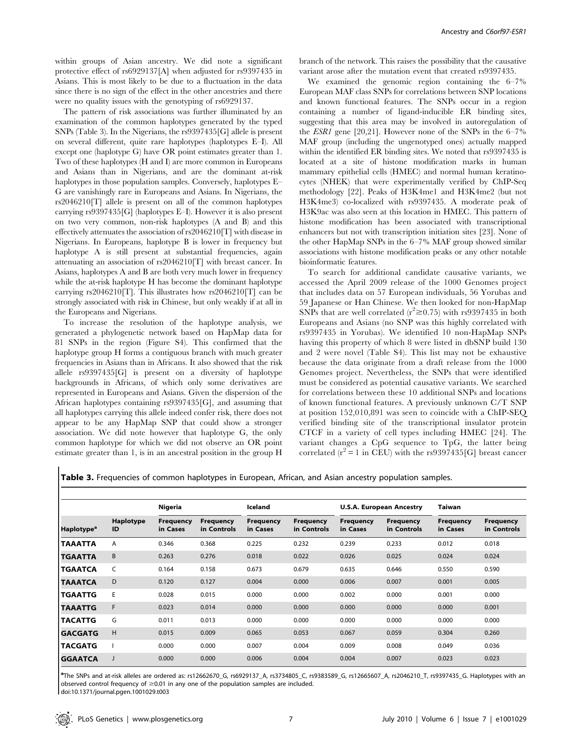within groups of Asian ancestry. We did note a significant protective effect of rs6929137[A] when adjusted for rs9397435 in Asians. This is most likely to be due to a fluctuation in the data since there is no sign of the effect in the other ancestries and there were no quality issues with the genotyping of rs6929137.

The pattern of risk associations was further illuminated by an examination of the common haplotypes generated by the typed SNPs (Table 3). In the Nigerians, the rs9397435[G] allele is present on several different, quite rare haplotypes (haplotypes E–I). All except one (haplotype G) have OR point estimates greater than 1. Two of these haplotypes (H and I) are more common in Europeans and Asians than in Nigerians, and are the dominant at-risk haplotypes in those population samples. Conversely, haplotypes E–G are vanishingly rare in Europeans and Asians. In Nigerians, the rs2046210[T] allele is present on all of the common haplotypes carrying rs9397435[G] (haplotypes E–I). However it is also present on two very common, non-risk haplotypes (A and B) and this effectively attenuates the association of rs2046210[T] with disease in Nigerians. In Europeans, haplotype B is lower in frequency but haplotype A is still present at substantial frequencies, again attenuating an association of rs2046210[T] with breast cancer. In Asians, haplotypes A and B are both very much lower in frequency while the at-risk haplotype H has become the dominant haplotype carrying rs2046210[T]. This illustrates how rs2046210[T] can be strongly associated with risk in Chinese, but only weakly if at all in the Europeans and Nigerians.

To increase the resolution of the haplotype analysis, we generated a phylogenetic network based on HapMap data for 81 SNPs in the region (Figure S4). This confirmed that the haplotype group H forms a contiguous branch with much greater frequencies in Asians than in Africans. It also showed that the risk allele rs9397435[G] is present on a diversity of haplotype backgrounds in Africans, of which only some derivatives are represented in Europeans and Asians. Given the dispersion of the African haplotypes containing rs9397435[G], and assuming that all haplotypes carrying this allele indeed confer risk, there does not appear to be any HapMap SNP that could show a stronger association. We did note however that haplotype G, the only common haplotype for which we did not observe an OR point estimate greater than 1, is in an ancestral position in the group H branch of the network. This raises the possibility that the causative variant arose after the mutation event that created rs9397435.

We examined the genomic region containing the 6–7% European MAF class SNPs for correlations between SNP locations and known functional features. The SNPs occur in a region containing a number of ligand-inducible ER binding sites, suggesting that this area may be involved in autoregulation of the *ESR1* gene [20,21]. However none of the SNPs in the 6–7% MAF group (including the ungenotyped ones) actually mapped within the identified ER binding sites. We noted that rs9397435 is located at a site of histone modification marks in human mammary epithelial cells (HMEC) and normal human keratinocytes (NHEK) that were experimentally verified by ChIP-Seq methodology [22]. Peaks of H3K4me1 and H3K4me2 (but not H3K4me3) co-localized with rs9397435. A moderate peak of H3K9ac was also seen at this location in HMEC. This pattern of histone modification has been associated with transcriptional enhancers but not with transcription initiation sites [23]. None of the other HapMap SNPs in the 6–7% MAF group showed similar associations with histone modification peaks or any other notable bioinformatic features.

To search for additional candidate causative variants, we accessed the April 2009 release of the 1000 Genomes project that includes data on 57 European individuals, 56 Yorubas and 59 Japanese or Han Chinese. We then looked for non-HapMap SNPs that are well correlated ($r^2 \geq 0.75$) with rs9397435 in both Europeans and Asians (no SNP was this highly correlated with rs9397435 in Yorubas). We identified 10 non-HapMap SNPs having this property of which 8 were listed in dbSNP build 130 and 2 were novel (Table S4). This list may not be exhaustive because the data originate from a draft release from the 1000 Genomes project. Nevertheless, the SNPs that were identified must be considered as potential causative variants. We searched for correlations between these 10 additional SNPs and locations of known functional features. A previously unknown C/T SNP at position 152,010,891 was seen to coincide with a ChIP-SEQ verified binding site of the transcriptional insulator protein CTCF in a variety of cell types including HMEC [24]. The variant changes a CpG sequence to TpG, the latter being correlated ($r^2 = 1$ in CEU) with the rs9397435[G] breast cancer

**Table 3.** Frequencies of common haplotypes in European, African, and Asian ancestry population samples.

| | | Nigeria | | Iceland | | U.S.A. European Ancestry | | Taiwan | |
|---|---|---|---|---|---|---|---|---|---|
| Haplotype[a] | Haplotype ID | Frequency in Cases | Frequency in Controls | Frequency in Cases | Frequency in Controls | Frequency in Cases | Frequency in Controls | Frequency in Cases | Frequency in Controls |
| TAAATTA | A | 0.346 | 0.368 | 0.225 | 0.232 | 0.239 | 0.233 | 0.012 | 0.018 |
| TGAATTA | B | 0.263 | 0.276 | 0.018 | 0.022 | 0.026 | 0.025 | 0.024 | 0.024 |
| TGAATCA | C | 0.164 | 0.158 | 0.673 | 0.679 | 0.635 | 0.646 | 0.550 | 0.590 |
| TAAATCA | D | 0.120 | 0.127 | 0.004 | 0.000 | 0.006 | 0.007 | 0.001 | 0.005 |
| TGAATTG | E | 0.028 | 0.015 | 0.000 | 0.000 | 0.002 | 0.000 | 0.001 | 0.000 |
| TAAATTG | F | 0.023 | 0.014 | 0.000 | 0.000 | 0.000 | 0.000 | 0.000 | 0.001 |
| TACATTG | G | 0.011 | 0.013 | 0.000 | 0.000 | 0.000 | 0.000 | 0.000 | 0.000 |
| GACGATG | H | 0.015 | 0.009 | 0.065 | 0.053 | 0.067 | 0.059 | 0.304 | 0.260 |
| TACGATG | I | 0.000 | 0.000 | 0.007 | 0.004 | 0.009 | 0.008 | 0.049 | 0.036 |
| GGAATCA | J | 0.000 | 0.000 | 0.006 | 0.004 | 0.004 | 0.007 | 0.023 | 0.023 |

[a]The SNPs and at-risk alleles are ordered as: rs12662670_G, rs6929137_A, rs3734805_C, rs9383589_G, rs12665607_A, rs2046210_T, rs9397435_G. Haplotypes with an observed control frequency of ≥0.01 in any one of the population samples are included.

doi:10.1371/journal.pgen.1001029.t003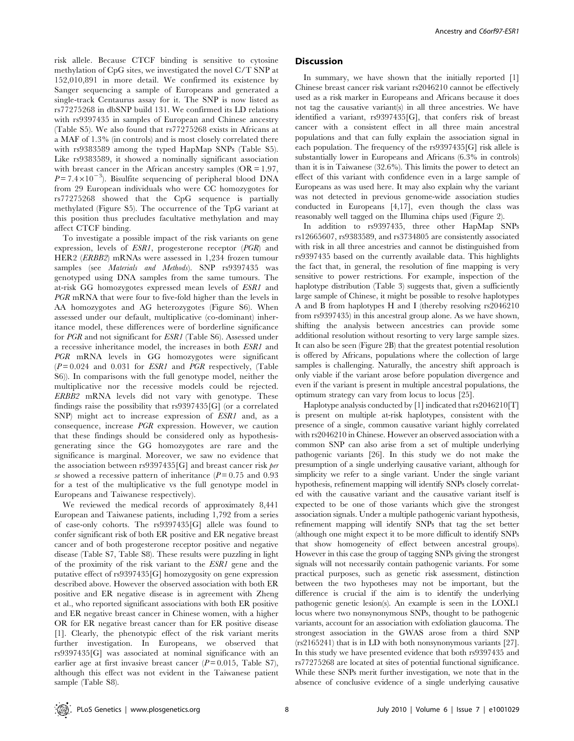risk allele. Because CTCF binding is sensitive to cytosine methylation of CpG sites, we investigated the novel C/T SNP at 152,010,891 in more detail. We confirmed its existence by Sanger sequencing a sample of Europeans and generated a single-track Centaurus assay for it. The SNP is now listed as rs77275268 in dbSNP build 131. We confirmed its LD relations with rs9397435 in samples of European and Chinese ancestry (Table S5). We also found that rs77275268 exists in Africans at a MAF of 1.3% (in controls) and is most closely correlated there with rs9383589 among the typed HapMap SNPs (Table S5). Like rs9383589, it showed a nominally significant association with breast cancer in the African ancestry samples (OR = 1.97, $P = 7.4 \times 10^{-3}$). Bisulfite sequencing of peripheral blood DNA from 29 European individuals who were CC homozygotes for rs77275268 showed that the CpG sequence is partially methylated (Figure S5). The occurrence of the TpG variant at this position thus precludes facultative methylation and may affect CTCF binding.

To investigate a possible impact of the risk variants on gene expression, levels of *ESR1*, progesterone receptor (*PGR*) and HER2 (*ERBB2*) mRNAs were assessed in 1,234 frozen tumour samples (see *Materials and Methods*). SNP rs9397435 was genotyped using DNA samples from the same tumours. The at-risk GG homozygotes expressed mean levels of *ESR1* and *PGR* mRNA that were four to five-fold higher than the levels in AA homozygotes and AG heterozygotes (Figure S6). When assessed under our default, multiplicative (co-dominant) inheritance model, these differences were of borderline significance for *PGR* and not significant for *ESR1* (Table S6). Assessed under a recessive inheritance model, the increases in both *ESR1* and *PGR* mRNA levels in GG homozygotes were significant ($P = 0.024$ and 0.031 for *ESR1* and *PGR* respectively, (Table S6)). In comparisons with the full genotype model, neither the multiplicative nor the recessive models could be rejected. *ERBB2* mRNA levels did not vary with genotype. These findings raise the possibility that rs9397435[G] (or a correlated SNP) might act to increase expression of *ESR1* and, as a consequence, increase *PGR* expression. However, we caution that these findings should be considered only as hypothesis-generating since the GG homozygotes are rare and the significance is marginal. Moreover, we saw no evidence that the association between rs9397435[G] and breast cancer risk *per se* showed a recessive pattern of inheritance ($P = 0.75$ and 0.93 for a test of the multiplicative vs the full genotype model in Europeans and Taiwanese respectively).

We reviewed the medical records of approximately 8,441 European and Taiwanese patients, including 1,792 from a series of case-only cohorts. The rs9397435[G] allele was found to confer significant risk of both ER positive and ER negative breast cancer and of both progesterone receptor positive and negative disease (Table S7, Table S8). These results were puzzling in light of the proximity of the risk variant to the *ESR1* gene and the putative effect of rs9397435[G] homozygosity on gene expression described above. However the observed association with both ER positive and ER negative disease is in agreement with Zheng et al., who reported significant associations with both ER positive and ER negative breast cancer in Chinese women, with a higher OR for ER negative breast cancer than for ER positive disease [1]. Clearly, the phenotypic effect of the risk variant merits further investigation. In Europeans, we observed that rs9397435[G] was associated at nominal significance with an earlier age at first invasive breast cancer ($P = 0.015$, Table S7), although this effect was not evident in the Taiwanese patient sample (Table S8).

## Discussion

In summary, we have shown that the initially reported [1] Chinese breast cancer risk variant rs2046210 cannot be effectively used as a risk marker in Europeans and Africans because it does not tag the causative variant(s) in all three ancestries. We have identified a variant, rs9397435[G], that confers risk of breast cancer with a consistent effect in all three main ancestral populations and that can fully explain the association signal in each population. The frequency of the rs9397435[G] risk allele is substantially lower in Europeans and Africans (6.3% in controls) than it is in Taiwanese (32.6%). This limits the power to detect an effect of this variant with confidence even in a large sample of Europeans as was used here. It may also explain why the variant was not detected in previous genome-wide association studies conducted in Europeans [4,17], even though the class was reasonably well tagged on the Illumina chips used (Figure 2).

In addition to rs9397435, three other HapMap SNPs rs12665607, rs9383589, and rs3734805 are consistently associated with risk in all three ancestries and cannot be distinguished from rs9397435 based on the currently available data. This highlights the fact that, in general, the resolution of fine mapping is very sensitive to power restrictions. For example, inspection of the haplotype distribution (Table 3) suggests that, given a sufficiently large sample of Chinese, it might be possible to resolve haplotypes A and B from haplotypes H and I (thereby resolving rs2046210 from rs9397435) in this ancestral group alone. As we have shown, shifting the analysis between ancestries can provide some additional resolution without resorting to very large sample sizes. It can also be seen (Figure 2B) that the greatest potential resolution is offered by Africans, populations where the collection of large samples is challenging. Naturally, the ancestry shift approach is only viable if the variant arose before population divergence and even if the variant is present in multiple ancestral populations, the optimum strategy can vary from locus to locus [25].

Haplotype analysis conducted by [1] indicated that rs2046210[T] is present on multiple at-risk haplotypes, consistent with the presence of a single, common causative variant highly correlated with rs2046210 in Chinese. However an observed association with a common SNP can also arise from a set of multiple underlying pathogenic variants [26]. In this study we do not make the presumption of a single underlying causative variant, although for simplicity we refer to a single variant. Under the single variant hypothesis, refinement mapping will identify SNPs closely correlated with the causative variant and the causative variant itself is expected to be one of those variants which give the strongest association signals. Under a multiple pathogenic variant hypothesis, refinement mapping will identify SNPs that tag the set better (although one might expect it to be more difficult to identify SNPs that show homogeneity of effect between ancestral groups). However in this case the group of tagging SNPs giving the strongest signals will not necessarily contain pathogenic variants. For some practical purposes, such as genetic risk assessment, distinction between the two hypotheses may not be important, but the difference is crucial if the aim is to identify the underlying pathogenic genetic lesion(s). An example is seen in the LOXL1 locus where two nonsynonymous SNPs, thought to be pathogenic variants, account for an association with exfoliation glaucoma. The strongest association in the GWAS arose from a third SNP (rs2165241) that is in LD with both nonsynonymous variants [27]. In this study we have presented evidence that both rs9397435 and rs77275268 are located at sites of potential functional significance. While these SNPs merit further investigation, we note that in the absence of conclusive evidence of a single underlying causative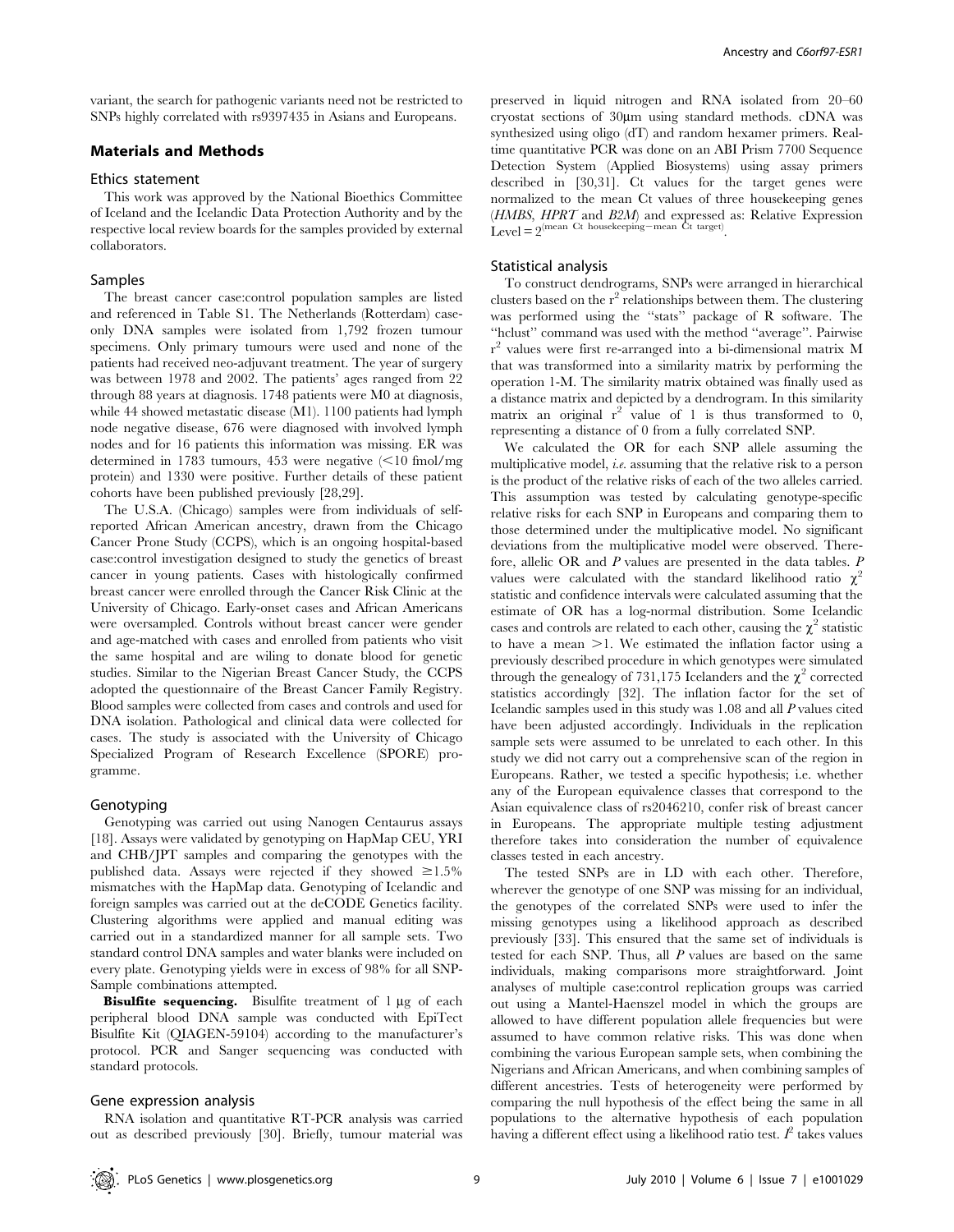variant, the search for pathogenic variants need not be restricted to SNPs highly correlated with rs9397435 in Asians and Europeans.

## Materials and Methods

### Ethics statement

This work was approved by the National Bioethics Committee of Iceland and the Icelandic Data Protection Authority and by the respective local review boards for the samples provided by external collaborators.

### Samples

The breast cancer case:control population samples are listed and referenced in Table S1. The Netherlands (Rotterdam) case-only DNA samples were isolated from 1,792 frozen tumour specimens. Only primary tumours were used and none of the patients had received neo-adjuvant treatment. The year of surgery was between 1978 and 2002. The patients' ages ranged from 22 through 88 years at diagnosis. 1748 patients were M0 at diagnosis, while 44 showed metastatic disease (M1). 1100 patients had lymph node negative disease, 676 were diagnosed with involved lymph nodes and for 16 patients this information was missing. ER was determined in 1783 tumours, 453 were negative (<10 fmol/mg protein) and 1330 were positive. Further details of these patient cohorts have been published previously [28,29].

The U.S.A. (Chicago) samples were from individuals of self-reported African American ancestry, drawn from the Chicago Cancer Prone Study (CCPS), which is an ongoing hospital-based case:control investigation designed to study the genetics of breast cancer in young patients. Cases with histologically confirmed breast cancer were enrolled through the Cancer Risk Clinic at the University of Chicago. Early-onset cases and African Americans were oversampled. Controls without breast cancer were gender and age-matched with cases and enrolled from patients who visit the same hospital and are wiling to donate blood for genetic studies. Similar to the Nigerian Breast Cancer Study, the CCPS adopted the questionnaire of the Breast Cancer Family Registry. Blood samples were collected from cases and controls and used for DNA isolation. Pathological and clinical data were collected for cases. The study is associated with the University of Chicago Specialized Program of Research Excellence (SPORE) programme.

### Genotyping

Genotyping was carried out using Nanogen Centaurus assays [18]. Assays were validated by genotyping on HapMap CEU, YRI and CHB/JPT samples and comparing the genotypes with the published data. Assays were rejected if they showed ≥1.5% mismatches with the HapMap data. Genotyping of Icelandic and foreign samples was carried out at the deCODE Genetics facility. Clustering algorithms were applied and manual editing was carried out in a standardized manner for all sample sets. Two standard control DNA samples and water blanks were included on every plate. Genotyping yields were in excess of 98% for all SNP-Sample combinations attempted.

**Bisulfite sequencing.** Bisulfite treatment of 1 µg of each peripheral blood DNA sample was conducted with EpiTect Bisulfite Kit (QIAGEN-59104) according to the manufacturer's protocol. PCR and Sanger sequencing was conducted with standard protocols.

### Gene expression analysis

RNA isolation and quantitative RT-PCR analysis was carried out as described previously [30]. Briefly, tumour material was preserved in liquid nitrogen and RNA isolated from 20–60 cryostat sections of 30µm using standard methods. cDNA was synthesized using oligo (dT) and random hexamer primers. Real-time quantitative PCR was done on an ABI Prism 7700 Sequence Detection System (Applied Biosystems) using assay primers described in [30,31]. Ct values for the target genes were normalized to the mean Ct values of three housekeeping genes (*HMBS*, *HPRT* and *B2M*) and expressed as: Relative Expression Level $= 2^{(\text{mean Ct housekeeping} - \text{mean Ct target})}$.

### Statistical analysis

To construct dendrograms, SNPs were arranged in hierarchical clusters based on the $r^2$ relationships between them. The clustering was performed using the "stats" package of R software. The "hclust" command was used with the method "average". Pairwise $r^2$ values were first re-arranged into a bi-dimensional matrix M that was transformed into a similarity matrix by performing the operation 1-M. The similarity matrix obtained was finally used as a distance matrix and depicted by a dendrogram. In this similarity matrix an original $r^2$ value of 1 is thus transformed to 0, representing a distance of 0 from a fully correlated SNP.

We calculated the OR for each SNP allele assuming the multiplicative model, *i.e.* assuming that the relative risk to a person is the product of the relative risks of each of the two alleles carried. This assumption was tested by calculating genotype-specific relative risks for each SNP in Europeans and comparing them to those determined under the multiplicative model. No significant deviations from the multiplicative model were observed. Therefore, allelic OR and *P* values are presented in the data tables. *P* values were calculated with the standard likelihood ratio $\chi^2$ statistic and confidence intervals were calculated assuming that the estimate of OR has a log-normal distribution. Some Icelandic cases and controls are related to each other, causing the $\chi^2$ statistic to have a mean >1. We estimated the inflation factor using a previously described procedure in which genotypes were simulated through the genealogy of 731,175 Icelanders and the $\chi^2$ corrected statistics accordingly [32]. The inflation factor for the set of Icelandic samples used in this study was 1.08 and all *P* values cited have been adjusted accordingly. Individuals in the replication sample sets were assumed to be unrelated to each other. In this study we did not carry out a comprehensive scan of the region in Europeans. Rather, we tested a specific hypothesis; i.e. whether any of the European equivalence classes that correspond to the Asian equivalence class of rs2046210, confer risk of breast cancer in Europeans. The appropriate multiple testing adjustment therefore takes into consideration the number of equivalence classes tested in each ancestry.

The tested SNPs are in LD with each other. Therefore, wherever the genotype of one SNP was missing for an individual, the genotypes of the correlated SNPs were used to infer the missing genotypes using a likelihood approach as described previously [33]. This ensured that the same set of individuals is tested for each SNP. Thus, all *P* values are based on the same individuals, making comparisons more straightforward. Joint analyses of multiple case:control replication groups was carried out using a Mantel-Haenszel model in which the groups are allowed to have different population allele frequencies but were assumed to have common relative risks. This was done when combining the various European sample sets, when combining the Nigerians and African Americans, and when combining samples of different ancestries. Tests of heterogeneity were performed by comparing the null hypothesis of the effect being the same in all populations to the alternative hypothesis of each population having a different effect using a likelihood ratio test. $I^2$ takes values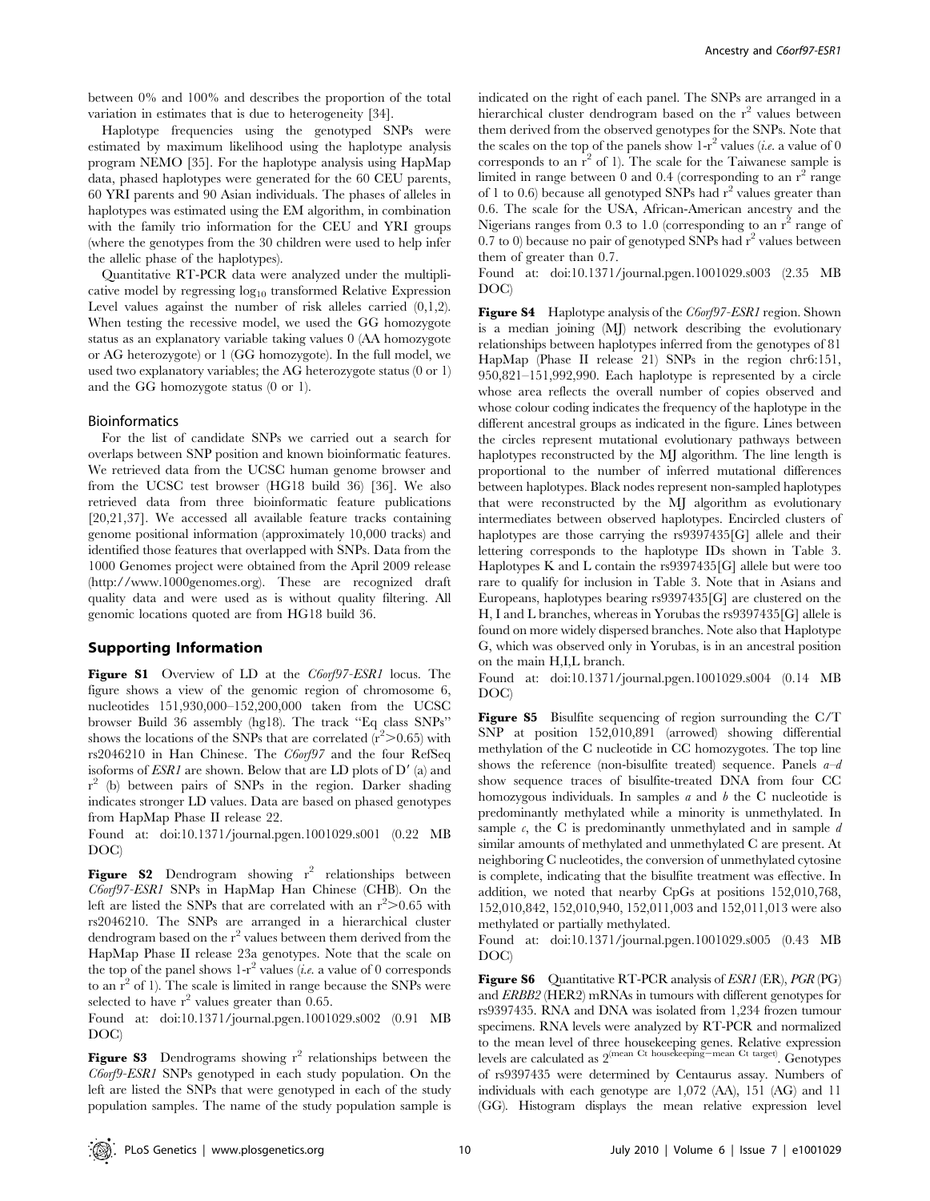between 0% and 100% and describes the proportion of the total variation in estimates that is due to heterogeneity [34].

Haplotype frequencies using the genotyped SNPs were estimated by maximum likelihood using the haplotype analysis program NEMO [35]. For the haplotype analysis using HapMap data, phased haplotypes were generated for the 60 CEU parents, 60 YRI parents and 90 Asian individuals. The phases of alleles in haplotypes was estimated using the EM algorithm, in combination with the family trio information for the CEU and YRI groups (where the genotypes from the 30 children were used to help infer the allelic phase of the haplotypes).

Quantitative RT-PCR data were analyzed under the multiplicative model by regressing $\log_{10}$ transformed Relative Expression Level values against the number of risk alleles carried (0,1,2). When testing the recessive model, we used the GG homozygote status as an explanatory variable taking values 0 (AA homozygote or AG heterozygote) or 1 (GG homozygote). In the full model, we used two explanatory variables; the AG heterozygote status (0 or 1) and the GG homozygote status (0 or 1).

### Bioinformatics

For the list of candidate SNPs we carried out a search for overlaps between SNP position and known bioinformatic features. We retrieved data from the UCSC human genome browser and from the UCSC test browser (HG18 build 36) [36]. We also retrieved data from three bioinformatic feature publications [20,21,37]. We accessed all available feature tracks containing genome positional information (approximately 10,000 tracks) and identified those features that overlapped with SNPs. Data from the 1000 Genomes project were obtained from the April 2009 release (http://www.1000genomes.org). These are recognized draft quality data and were used as is without quality filtering. All genomic locations quoted are from HG18 build 36.

## Supporting Information

**Figure S1** Overview of LD at the *C6orf97-ESR1* locus. The figure shows a view of the genomic region of chromosome 6, nucleotides 151,930,000–152,200,000 taken from the UCSC browser Build 36 assembly (hg18). The track "Eq class SNPs" shows the locations of the SNPs that are correlated ($r^2$>0.65) with rs2046210 in Han Chinese. The *C6orf97* and the four RefSeq isoforms of *ESR1* are shown. Below that are LD plots of D′ (a) and $r^2$ (b) between pairs of SNPs in the region. Darker shading indicates stronger LD values. Data are based on phased genotypes from HapMap Phase II release 22.

Found at: doi:10.1371/journal.pgen.1001029.s001 (0.22 MB DOC)

**Figure S2** Dendrogram showing $r^2$ relationships between *C6orf97-ESR1* SNPs in HapMap Han Chinese (CHB). On the left are listed the SNPs that are correlated with an $r^2$>0.65 with rs2046210. The SNPs are arranged in a hierarchical cluster dendrogram based on the $r^2$ values between them derived from the HapMap Phase II release 23a genotypes. Note that the scale on the top of the panel shows 1-$r^2$ values (*i.e.* a value of 0 corresponds to an $r^2$ of 1). The scale is limited in range because the SNPs were selected to have $r^2$ values greater than 0.65.

Found at: doi:10.1371/journal.pgen.1001029.s002 (0.91 MB DOC)

**Figure S3** Dendrograms showing $r^2$ relationships between the *C6orf9-ESR1* SNPs genotyped in each study population. On the left are listed the SNPs that were genotyped in each of the study population samples. The name of the study population sample is indicated on the right of each panel. The SNPs are arranged in a hierarchical cluster dendrogram based on the $r^2$ values between them derived from the observed genotypes for the SNPs. Note that the scales on the top of the panels show 1-$r^2$ values (*i.e.* a value of 0 corresponds to an $r^2$ of 1). The scale for the Taiwanese sample is limited in range between 0 and 0.4 (corresponding to an $r^2$ range of 1 to 0.6) because all genotyped SNPs had $r^2$ values greater than 0.6. The scale for the USA, African-American ancestry and the Nigerians ranges from 0.3 to 1.0 (corresponding to an $r^2$ range of 0.7 to 0) because no pair of genotyped SNPs had $r^2$ values between them of greater than 0.7.

Found at: doi:10.1371/journal.pgen.1001029.s003 (2.35 MB DOC)

**Figure S4** Haplotype analysis of the *C6orf97-ESR1* region. Shown is a median joining (MJ) network describing the evolutionary relationships between haplotypes inferred from the genotypes of 81 HapMap (Phase II release 21) SNPs in the region chr6:151, 950,821–151,992,990. Each haplotype is represented by a circle whose area reflects the overall number of copies observed and whose colour coding indicates the frequency of the haplotype in the different ancestral groups as indicated in the figure. Lines between the circles represent mutational evolutionary pathways between haplotypes reconstructed by the MJ algorithm. The line length is proportional to the number of inferred mutational differences between haplotypes. Black nodes represent non-sampled haplotypes that were reconstructed by the MJ algorithm as evolutionary intermediates between observed haplotypes. Encircled clusters of haplotypes are those carrying the rs9397435[G] allele and their lettering corresponds to the haplotype IDs shown in Table 3. Haplotypes K and L contain the rs9397435[G] allele but were too rare to qualify for inclusion in Table 3. Note that in Asians and Europeans, haplotypes bearing rs9397435[G] are clustered on the H, I and L branches, whereas in Yorubas the rs9397435[G] allele is found on more widely dispersed branches. Note also that Haplotype G, which was observed only in Yorubas, is in an ancestral position on the main H,I,L branch.

Found at: doi:10.1371/journal.pgen.1001029.s004 (0.14 MB DOC)

**Figure S5** Bisulfite sequencing of region surrounding the C/T SNP at position 152,010,891 (arrowed) showing differential methylation of the C nucleotide in CC homozygotes. The top line shows the reference (non-bisulfite treated) sequence. Panels *a*–*d* show sequence traces of bisulfite-treated DNA from four CC homozygous individuals. In samples *a* and *b* the C nucleotide is predominantly methylated while a minority is unmethylated. In sample *c*, the C is predominantly unmethylated and in sample *d* similar amounts of methylated and unmethylated C are present. At neighboring C nucleotides, the conversion of unmethylated cytosine is complete, indicating that the bisulfite treatment was effective. In addition, we noted that nearby CpGs at positions 152,010,768, 152,010,842, 152,010,940, 152,011,003 and 152,011,013 were also methylated or partially methylated.

Found at: doi:10.1371/journal.pgen.1001029.s005 (0.43 MB DOC)

**Figure S6** Quantitative RT-PCR analysis of *ESR1* (ER), *PGR* (PG) and *ERBB2* (HER2) mRNAs in tumours with different genotypes for rs9397435. RNA and DNA was isolated from 1,234 frozen tumour specimens. RNA levels were analyzed by RT-PCR and normalized to the mean level of three housekeeping genes. Relative expression levels are calculated as $2^{(\text{mean Ct housekeeping} - \text{mean Ct target})}$. Genotypes of rs9397435 were determined by Centaurus assay. Numbers of individuals with each genotype are 1,072 (AA), 151 (AG) and 11 (GG). Histogram displays the mean relative expression level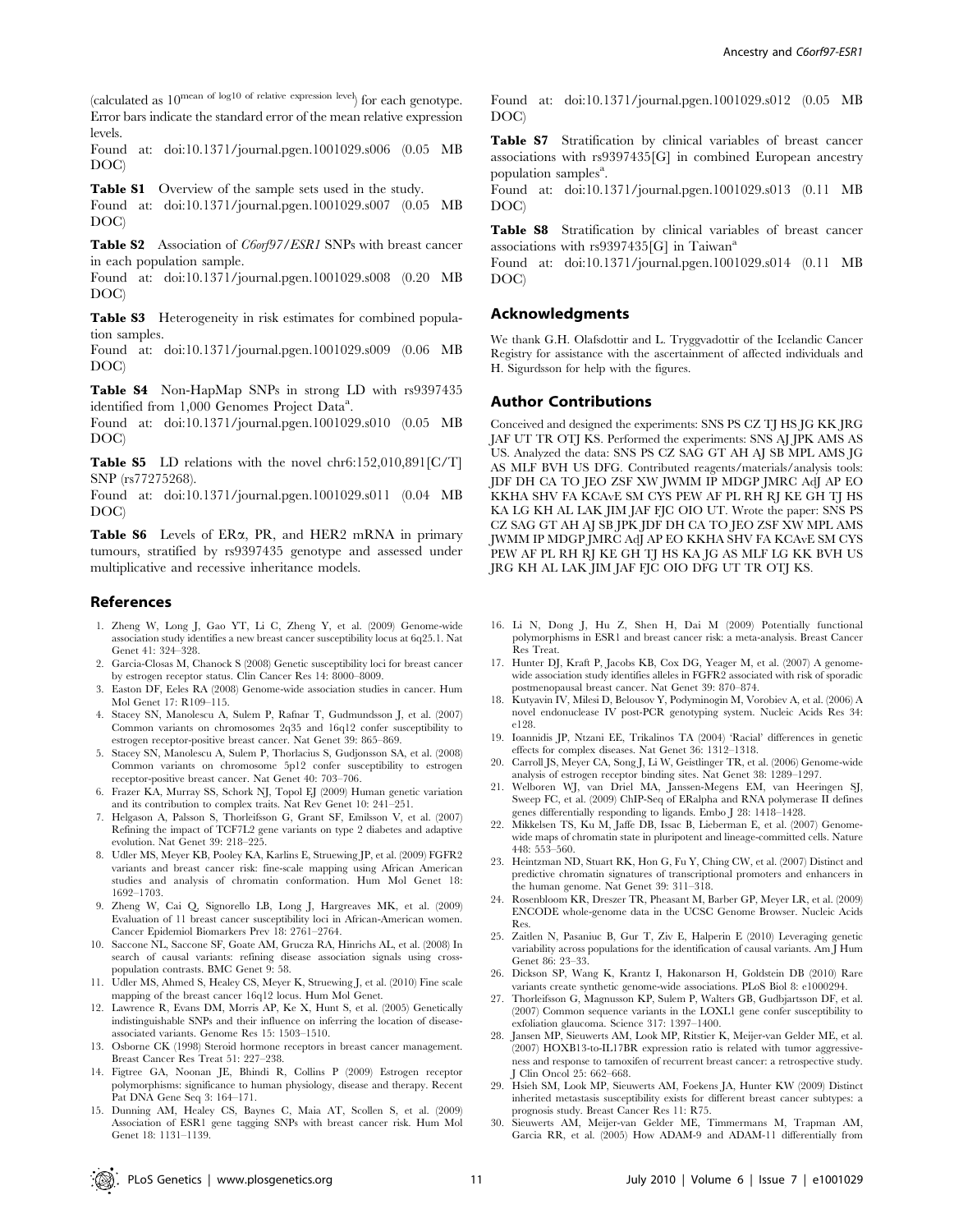(calculated as $10^{\text{mean of log10 of relative expression level}}$) for each genotype. Error bars indicate the standard error of the mean relative expression levels.

Found at: doi:10.1371/journal.pgen.1001029.s006 (0.05 MB DOC)

**Table S1** Overview of the sample sets used in the study.

Found at: doi:10.1371/journal.pgen.1001029.s007 (0.05 MB DOC)

**Table S2** Association of *C6orf97/ESR1* SNPs with breast cancer in each population sample.

Found at: doi:10.1371/journal.pgen.1001029.s008 (0.20 MB DOC)

**Table S3** Heterogeneity in risk estimates for combined population samples.

Found at: doi:10.1371/journal.pgen.1001029.s009 (0.06 MB DOC)

**Table S4** Non-HapMap SNPs in strong LD with rs9397435 identified from 1,000 Genomes Project Data[a].

Found at: doi:10.1371/journal.pgen.1001029.s010 (0.05 MB DOC)

**Table S5** LD relations with the novel chr6:152,010,891[C/T] SNP (rs77275268).

Found at: doi:10.1371/journal.pgen.1001029.s011 (0.04 MB DOC)

**Table S6** Levels of ERα, PR, and HER2 mRNA in primary tumours, stratified by rs9397435 genotype and assessed under multiplicative and recessive inheritance models.

Found at: doi:10.1371/journal.pgen.1001029.s012 (0.05 MB DOC)

**Table S7** Stratification by clinical variables of breast cancer associations with rs9397435[G] in combined European ancestry population samples[a].

Found at: doi:10.1371/journal.pgen.1001029.s013 (0.11 MB DOC)

**Table S8** Stratification by clinical variables of breast cancer associations with rs9397435[G] in Taiwan[a]

Found at: doi:10.1371/journal.pgen.1001029.s014 (0.11 MB DOC)

## Acknowledgments

We thank G.H. Olafsdottir and L. Tryggvadottir of the Icelandic Cancer Registry for assistance with the ascertainment of affected individuals and H. Sigurdsson for help with the figures.

## Author Contributions

Conceived and designed the experiments: SNS PS CZ TJ HS JG KK JRG JAF UT TR OTJ KS. Performed the experiments: SNS AJ JPK AMS AS US. Analyzed the data: SNS PS CZ SAG GT AH AJ SB MPL AMS JG AS MLF BVH US DFG. Contributed reagents/materials/analysis tools: JDF DH CA TO JEO ZSF XW JWMM IP MDGP JMRC AdJ AP EO KKHA SHV FA KCAvE SM CYS PEW AF PL RH RJ KE GH TJ HS KA LG KH AL LAK JIM JAF FJC OIO UT. Wrote the paper: SNS PS CZ SAG GT AH AJ SB JPK JDF DH CA TO JEO ZSF XW MPL AMS JWMM IP MDGP JMRC AdJ AP EO KKHA SHV FA KCAvE SM CYS PEW AF PL RH RJ KE GH TJ HS KA JG AS MLF LG KK BVH US JRG KH AL LAK JIM JAF FJC OIO DFG UT TR OTJ KS.

## References

1. Zheng W, Long J, Gao YT, Li C, Zheng Y, et al. (2009) Genome-wide association study identifies a new breast cancer susceptibility locus at 6q25.1. Nat Genet 41: 324–328.
2. Garcia-Closas M, Chanock S (2008) Genetic susceptibility loci for breast cancer by estrogen receptor status. Clin Cancer Res 14: 8000–8009.
3. Easton DF, Eeles RA (2008) Genome-wide association studies in cancer. Hum Mol Genet 17: R109–115.
4. Stacey SN, Manolescu A, Sulem P, Rafnar T, Gudmundsson J, et al. (2007) Common variants on chromosomes 2q35 and 16q12 confer susceptibility to estrogen receptor-positive breast cancer. Nat Genet 39: 865–869.
5. Stacey SN, Manolescu A, Sulem P, Thorlacius S, Gudjonsson SA, et al. (2008) Common variants on chromosome 5p12 confer susceptibility to estrogen receptor-positive breast cancer. Nat Genet 40: 703–706.
6. Frazer KA, Murray SS, Schork NJ, Topol EJ (2009) Human genetic variation and its contribution to complex traits. Nat Rev Genet 10: 241–251.
7. Helgason A, Palsson S, Thorleifsson G, Grant SF, Emilsson V, et al. (2007) Refining the impact of TCF7L2 gene variants on type 2 diabetes and adaptive evolution. Nat Genet 39: 218–225.
8. Udler MS, Meyer KB, Pooley KA, Karlins E, Struewing JP, et al. (2009) FGFR2 variants and breast cancer risk: fine-scale mapping using African American studies and analysis of chromatin conformation. Hum Mol Genet 18: 1692–1703.
9. Zheng W, Cai Q, Signorello LB, Long J, Hargreaves MK, et al. (2009) Evaluation of 11 breast cancer susceptibility loci in African-American women. Cancer Epidemiol Biomarkers Prev 18: 2761–2764.
10. Saccone NL, Saccone SF, Goate AM, Grucza RA, Hinrichs AL, et al. (2008) In search of causal variants: refining disease association signals using cross-population contrasts. BMC Genet 9: 58.
11. Udler MS, Ahmed S, Healey CS, Meyer K, Struewing J, et al. (2010) Fine scale mapping of the breast cancer 16q12 locus. Hum Mol Genet.
12. Lawrence R, Evans DM, Morris AP, Ke X, Hunt S, et al. (2005) Genetically indistinguishable SNPs and their influence on inferring the location of disease-associated variants. Genome Res 15: 1503–1510.
13. Osborne CK (1998) Steroid hormone receptors in breast cancer management. Breast Cancer Res Treat 51: 227–238.
14. Figtree GA, Noonan JE, Bhindi R, Collins P (2009) Estrogen receptor polymorphisms: significance to human physiology, disease and therapy. Recent Pat DNA Gene Seq 3: 164–171.
15. Dunning AM, Healey CS, Baynes C, Maia AT, Scollen S, et al. (2009) Association of ESR1 gene tagging SNPs with breast cancer risk. Hum Mol Genet 18: 1131–1139.
16. Li N, Dong J, Hu Z, Shen H, Dai M (2009) Potentially functional polymorphisms in ESR1 and breast cancer risk: a meta-analysis. Breast Cancer Res Treat.
17. Hunter DJ, Kraft P, Jacobs KB, Cox DG, Yeager M, et al. (2007) A genome-wide association study identifies alleles in FGFR2 associated with risk of sporadic postmenopausal breast cancer. Nat Genet 39: 870–874.
18. Kutyavin IV, Milesi D, Belousov Y, Podyminogin M, Vorobiev A, et al. (2006) A novel endonuclease IV post-PCR genotyping system. Nucleic Acids Res 34: e128.
19. Ioannidis JP, Ntzani EE, Trikalinos TA (2004) 'Racial' differences in genetic effects for complex diseases. Nat Genet 36: 1312–1318.
20. Carroll JS, Meyer CA, Song J, Li W, Geistlinger TR, et al. (2006) Genome-wide analysis of estrogen receptor binding sites. Nat Genet 38: 1289–1297.
21. Welboren WJ, van Driel MA, Janssen-Megens EM, van Heeringen SJ, Sweep FC, et al. (2009) ChIP-Seq of ERalpha and RNA polymerase II defines genes differentially responding to ligands. Embo J 28: 1418–1428.
22. Mikkelsen TS, Ku M, Jaffe DB, Issac B, Lieberman E, et al. (2007) Genome-wide maps of chromatin state in pluripotent and lineage-committed cells. Nature 448: 553–560.
23. Heintzman ND, Stuart RK, Hon G, Fu Y, Ching CW, et al. (2007) Distinct and predictive chromatin signatures of transcriptional promoters and enhancers in the human genome. Nat Genet 39: 311–318.
24. Rosenbloom KR, Dreszer TR, Pheasant M, Barber GP, Meyer LR, et al. (2009) ENCODE whole-genome data in the UCSC Genome Browser. Nucleic Acids Res.
25. Zaitlen N, Pasaniuc B, Gur T, Ziv E, Halperin E (2010) Leveraging genetic variability across populations for the identification of causal variants. Am J Hum Genet 86: 23–33.
26. Dickson SP, Wang K, Krantz I, Hakonarson H, Goldstein DB (2010) Rare variants create synthetic genome-wide associations. PLoS Biol 8: e1000294.
27. Thorleifsson G, Magnusson KP, Sulem P, Walters GB, Gudbjartsson DF, et al. (2007) Common sequence variants in the LOXL1 gene confer susceptibility to exfoliation glaucoma. Science 317: 1397–1400.
28. Jansen MP, Sieuwerts AM, Look MP, Ritstier K, Meijer-van Gelder ME, et al. (2007) HOXB13-to-IL17BR expression ratio is related with tumor aggressiveness and response to tamoxifen of recurrent breast cancer: a retrospective study. J Clin Oncol 25: 662–668.
29. Hsieh SM, Look MP, Sieuwerts AM, Foekens JA, Hunter KW (2009) Distinct inherited metastasis susceptibility exists for different breast cancer subtypes: a prognosis study. Breast Cancer Res 11: R75.
30. Sieuwerts AM, Meijer-van Gelder ME, Timmermans M, Trapman AM, Garcia RR, et al. (2005) How ADAM-9 and ADAM-11 differentially from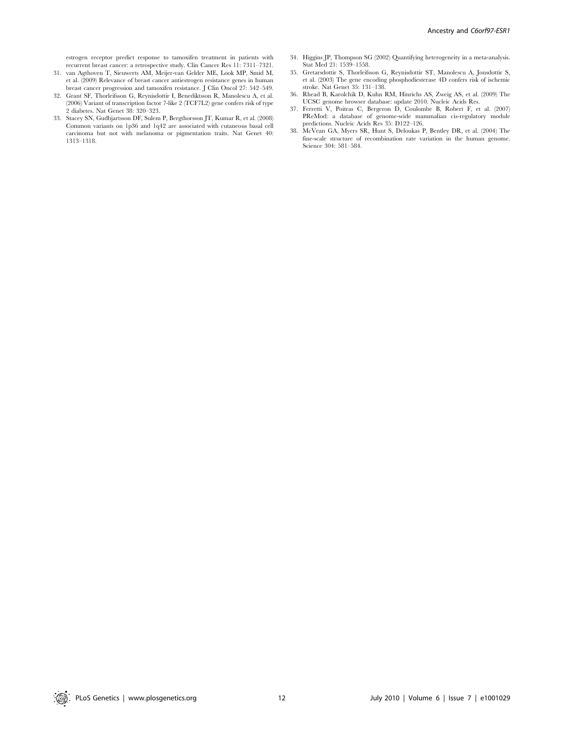estrogen receptor predict response to tamoxifen treatment in patients with recurrent breast cancer: a retrospective study. Clin Cancer Res 11: 7311–7321.

31. van Agthoven T, Sieuwerts AM, Meijer-van Gelder ME, Look MP, Smid M, et al. (2009) Relevance of breast cancer antiestrogen resistance genes in human breast cancer progression and tamoxifen resistance. J Clin Oncol 27: 542–549.
32. Grant SF, Thorleifsson G, Reynisdottir I, Benediktsson R, Manolescu A, et al. (2006) Variant of transcription factor 7-like 2 (TCF7L2) gene confers risk of type 2 diabetes. Nat Genet 38: 320–323.
33. Stacey SN, Gudbjartsson DF, Sulem P, Bergthorsson JT, Kumar R, et al. (2008) Common variants on 1p36 and 1q42 are associated with cutaneous basal cell carcinoma but not with melanoma or pigmentation traits. Nat Genet 40: 1313–1318.
34. Higgins JP, Thompson SG (2002) Quantifying heterogeneity in a meta-analysis. Stat Med 21: 1539–1558.
35. Gretarsdottir S, Thorleifsson G, Reynisdottir ST, Manolescu A, Jonsdottir S, et al. (2003) The gene encoding phosphodiesterase 4D confers risk of ischemic stroke. Nat Genet 35: 131–138.
36. Rhead B, Karolchik D, Kuhn RM, Hinrichs AS, Zweig AS, et al. (2009) The UCSC genome browser database: update 2010. Nucleic Acids Res.
37. Ferretti V, Poitras C, Bergeron D, Coulombe B, Robert F, et al. (2007) PReMod: a database of genome-wide mammalian cis-regulatory module predictions. Nucleic Acids Res 35: D122–126.
38. McVean GA, Myers SR, Hunt S, Deloukas P, Bentley DR, et al. (2004) The fine-scale structure of recombination rate variation in the human genome. Science 304: 581–584.